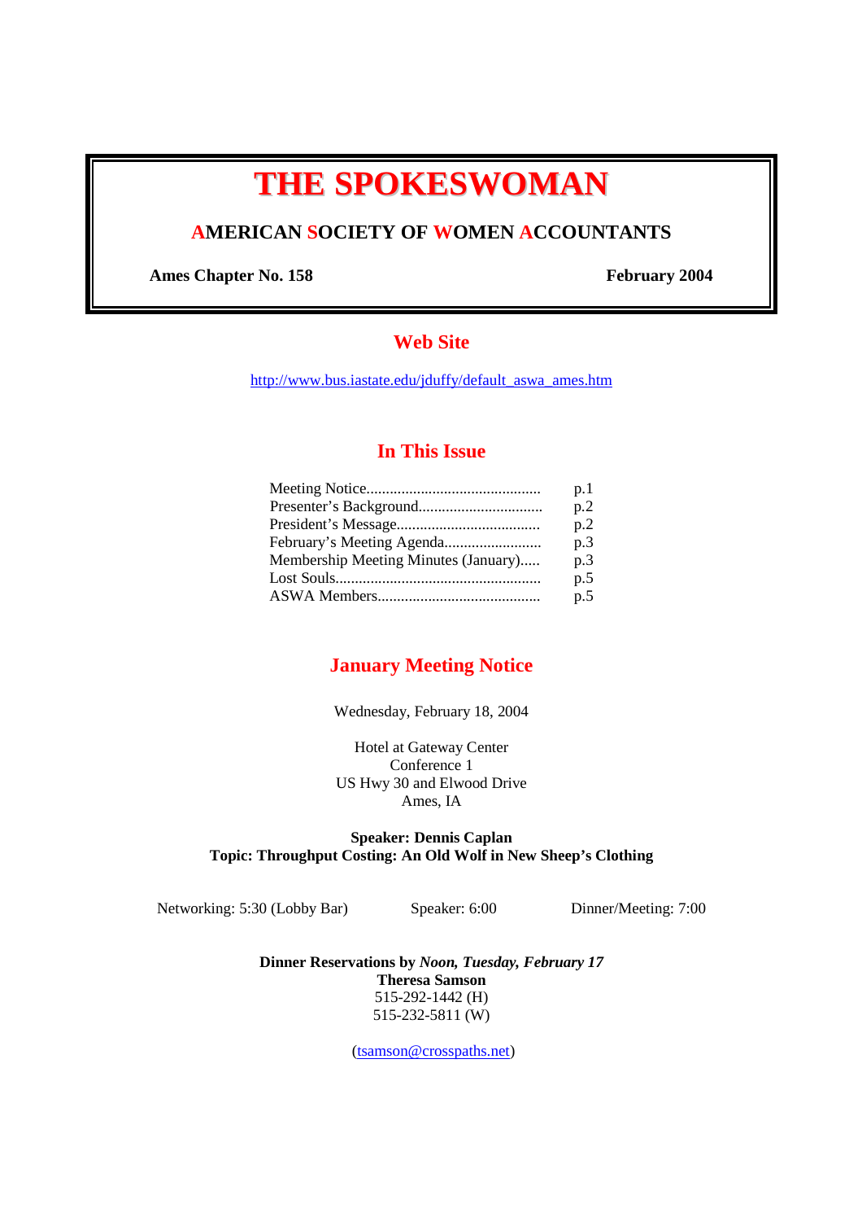# THE SPOKESWOMAN

## AMERICAN SOCIETY OF WOMEN ACCOUNTANTS

**Ames Chapter No. 158** **February 2004**

## Web Site

http://www.bus.iastate.edu/jduffy/default_aswa_ames.htm

## In This Issue

| | |
|---|---|
| Meeting Notice............................................ | p.1 |
| Presenter's Background............................... | p.2 |
| President's Message.................................... | p.2 |
| February's Meeting Agenda......................... | p.3 |
| Membership Meeting Minutes (January)..... | p.3 |
| Lost Souls.................................................... | p.5 |
| ASWA Members.......................................... | p.5 |

## January Meeting Notice

Wednesday, February 18, 2004

Hotel at Gateway Center
Conference 1
US Hwy 30 and Elwood Drive
Ames, IA

**Speaker: Dennis Caplan**
**Topic: Throughput Costing: An Old Wolf in New Sheep's Clothing**

Networking: 5:30 (Lobby Bar) Speaker: 6:00 Dinner/Meeting: 7:00

**Dinner Reservations by *Noon, Tuesday, February 17***
**Theresa Samson**
515-292-1442 (H)
515-232-5811 (W)

(tsamson@crosspaths.net)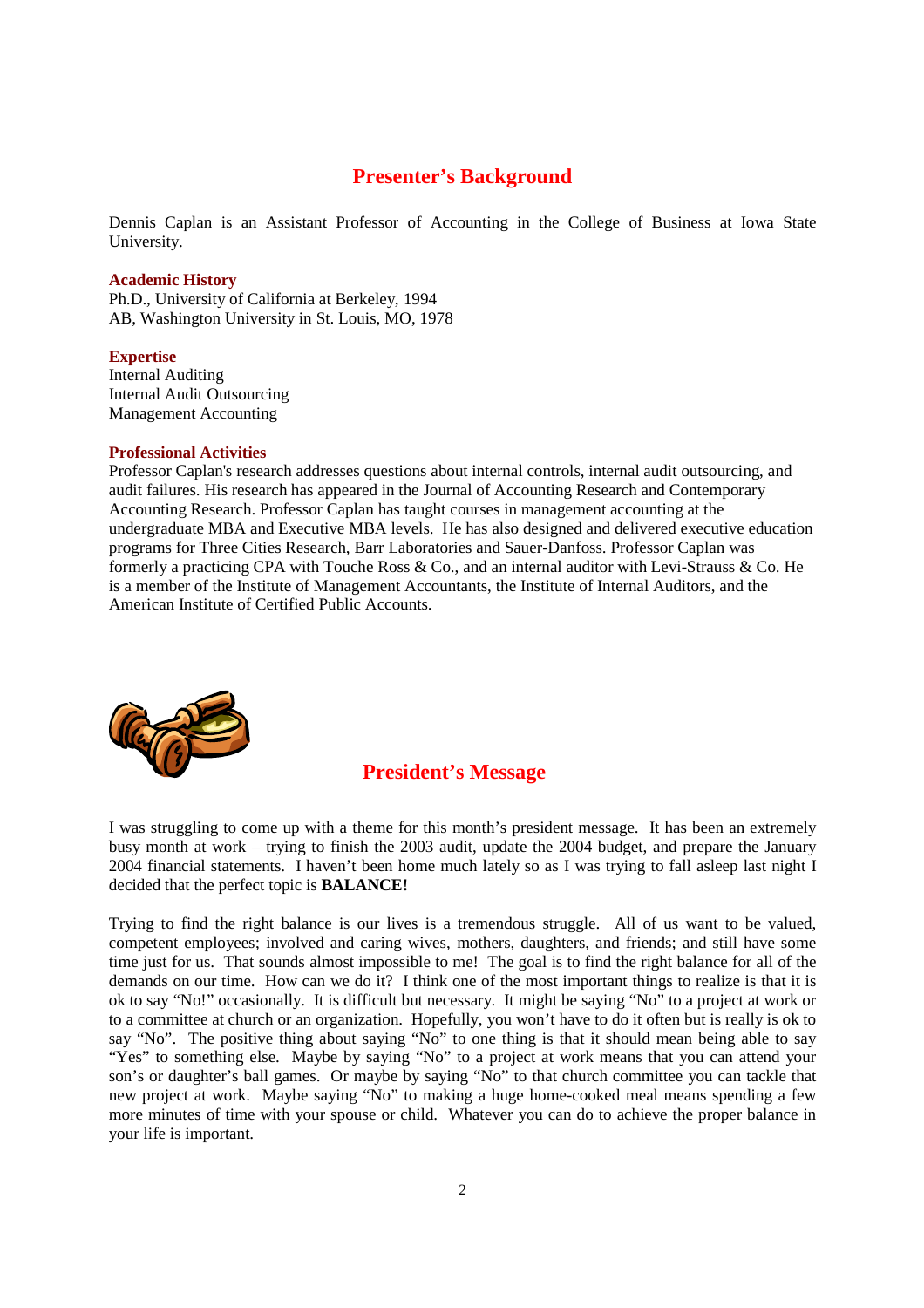## Presenter's Background

Dennis Caplan is an Assistant Professor of Accounting in the College of Business at Iowa State University.

### Academic History

Ph.D., University of California at Berkeley, 1994
AB, Washington University in St. Louis, MO, 1978

### Expertise

Internal Auditing
Internal Audit Outsourcing
Management Accounting

### Professional Activities

Professor Caplan's research addresses questions about internal controls, internal audit outsourcing, and audit failures. His research has appeared in the Journal of Accounting Research and Contemporary Accounting Research. Professor Caplan has taught courses in management accounting at the undergraduate MBA and Executive MBA levels. He has also designed and delivered executive education programs for Three Cities Research, Barr Laboratories and Sauer-Danfoss. Professor Caplan was formerly a practicing CPA with Touche Ross & Co., and an internal auditor with Levi-Strauss & Co. He is a member of the Institute of Management Accountants, the Institute of Internal Auditors, and the American Institute of Certified Public Accounts.

## President's Message

I was struggling to come up with a theme for this month's president message. It has been an extremely busy month at work – trying to finish the 2003 audit, update the 2004 budget, and prepare the January 2004 financial statements. I haven't been home much lately so as I was trying to fall asleep last night I decided that the perfect topic is **BALANCE!**

Trying to find the right balance is our lives is a tremendous struggle. All of us want to be valued, competent employees; involved and caring wives, mothers, daughters, and friends; and still have some time just for us. That sounds almost impossible to me! The goal is to find the right balance for all of the demands on our time. How can we do it? I think one of the most important things to realize is that it is ok to say "No!" occasionally. It is difficult but necessary. It might be saying "No" to a project at work or to a committee at church or an organization. Hopefully, you won't have to do it often but is really is ok to say "No". The positive thing about saying "No" to one thing is that it should mean being able to say "Yes" to something else. Maybe by saying "No" to a project at work means that you can attend your son's or daughter's ball games. Or maybe by saying "No" to that church committee you can tackle that new project at work. Maybe saying "No" to making a huge home-cooked meal means spending a few more minutes of time with your spouse or child. Whatever you can do to achieve the proper balance in your life is important.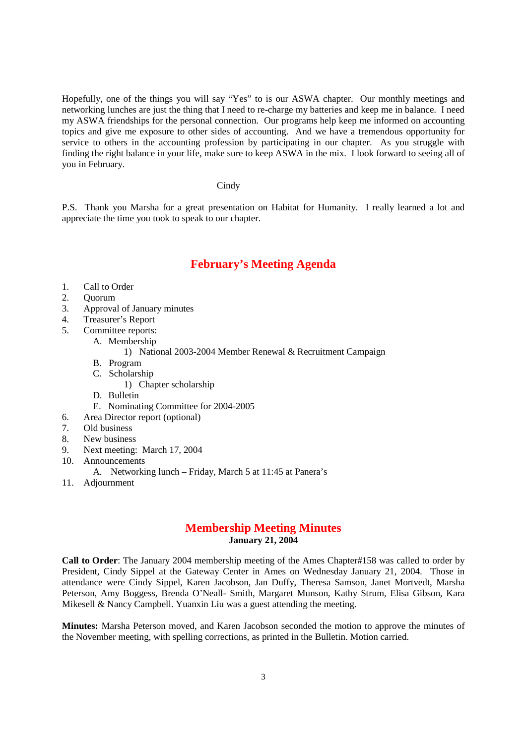Hopefully, one of the things you will say "Yes" to is our ASWA chapter. Our monthly meetings and networking lunches are just the thing that I need to re-charge my batteries and keep me in balance. I need my ASWA friendships for the personal connection. Our programs help keep me informed on accounting topics and give me exposure to other sides of accounting. And we have a tremendous opportunity for service to others in the accounting profession by participating in our chapter. As you struggle with finding the right balance in your life, make sure to keep ASWA in the mix. I look forward to seeing all of you in February.

Cindy

P.S. Thank you Marsha for a great presentation on Habitat for Humanity. I really learned a lot and appreciate the time you took to speak to our chapter.

## February's Meeting Agenda

1. Call to Order
2. Quorum
3. Approval of January minutes
4. Treasurer's Report
5. Committee reports:
   - A. Membership
     - 1) National 2003-2004 Member Renewal & Recruitment Campaign
   - B. Program
   - C. Scholarship
     - 1) Chapter scholarship
   - D. Bulletin
   - E. Nominating Committee for 2004-2005
6. Area Director report (optional)
7. Old business
8. New business
9. Next meeting: March 17, 2004
10. Announcements
    - A. Networking lunch – Friday, March 5 at 11:45 at Panera's
11. Adjournment

## Membership Meeting Minutes

**January 21, 2004**

**Call to Order**: The January 2004 membership meeting of the Ames Chapter#158 was called to order by President, Cindy Sippel at the Gateway Center in Ames on Wednesday January 21, 2004. Those in attendance were Cindy Sippel, Karen Jacobson, Jan Duffy, Theresa Samson, Janet Mortvedt, Marsha Peterson, Amy Boggess, Brenda O'Neall- Smith, Margaret Munson, Kathy Strum, Elisa Gibson, Kara Mikesell & Nancy Campbell. Yuanxin Liu was a guest attending the meeting.

**Minutes:** Marsha Peterson moved, and Karen Jacobson seconded the motion to approve the minutes of the November meeting, with spelling corrections, as printed in the Bulletin. Motion carried.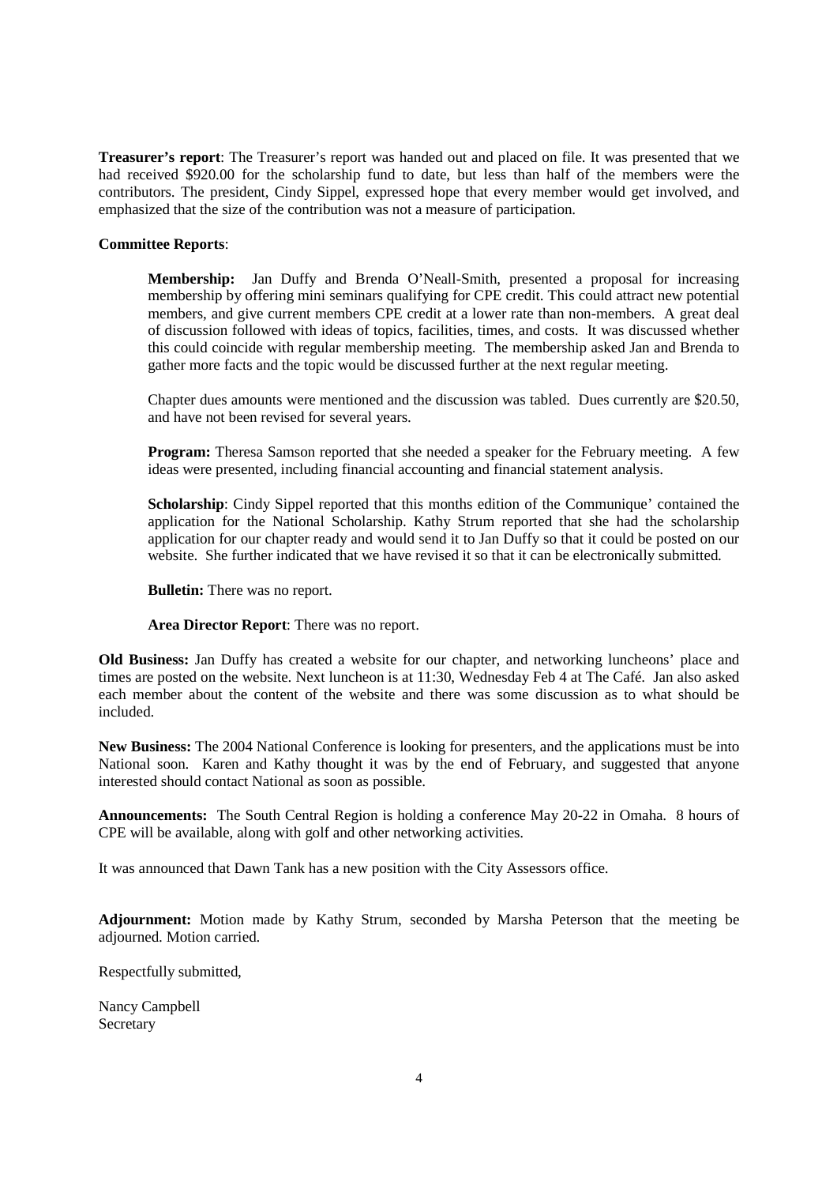**Treasurer's report**: The Treasurer's report was handed out and placed on file. It was presented that we had received $920.00 for the scholarship fund to date, but less than half of the members were the contributors. The president, Cindy Sippel, expressed hope that every member would get involved, and emphasized that the size of the contribution was not a measure of participation.

**Committee Reports**:

> **Membership:** Jan Duffy and Brenda O'Neall-Smith, presented a proposal for increasing membership by offering mini seminars qualifying for CPE credit. This could attract new potential members, and give current members CPE credit at a lower rate than non-members. A great deal of discussion followed with ideas of topics, facilities, times, and costs. It was discussed whether this could coincide with regular membership meeting. The membership asked Jan and Brenda to gather more facts and the topic would be discussed further at the next regular meeting.
>
> Chapter dues amounts were mentioned and the discussion was tabled. Dues currently are $20.50, and have not been revised for several years.
>
> **Program:** Theresa Samson reported that she needed a speaker for the February meeting. A few ideas were presented, including financial accounting and financial statement analysis.
>
> **Scholarship**: Cindy Sippel reported that this months edition of the Communique' contained the application for the National Scholarship. Kathy Strum reported that she had the scholarship application for our chapter ready and would send it to Jan Duffy so that it could be posted on our website. She further indicated that we have revised it so that it can be electronically submitted.
>
> **Bulletin:** There was no report.
>
> **Area Director Report**: There was no report.

**Old Business:** Jan Duffy has created a website for our chapter, and networking luncheons' place and times are posted on the website. Next luncheon is at 11:30, Wednesday Feb 4 at The Café. Jan also asked each member about the content of the website and there was some discussion as to what should be included.

**New Business:** The 2004 National Conference is looking for presenters, and the applications must be into National soon. Karen and Kathy thought it was by the end of February, and suggested that anyone interested should contact National as soon as possible.

**Announcements:** The South Central Region is holding a conference May 20-22 in Omaha. 8 hours of CPE will be available, along with golf and other networking activities.

It was announced that Dawn Tank has a new position with the City Assessors office.

**Adjournment:** Motion made by Kathy Strum, seconded by Marsha Peterson that the meeting be adjourned. Motion carried.

Respectfully submitted,

Nancy Campbell
Secretary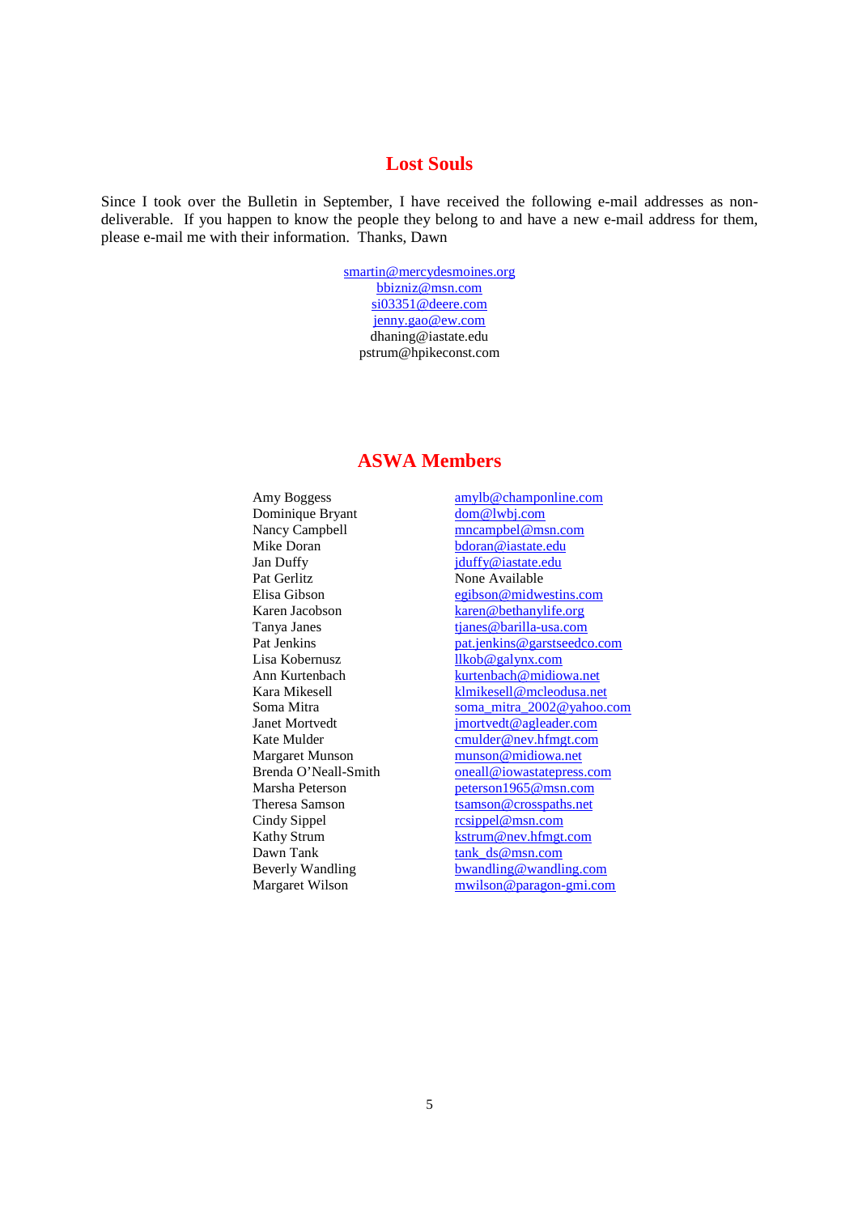## Lost Souls

Since I took over the Bulletin in September, I have received the following e-mail addresses as non-deliverable. If you happen to know the people they belong to and have a new e-mail address for them, please e-mail me with their information. Thanks, Dawn

smartin@mercydesmoines.org
bbizniz@msn.com
si03351@deere.com
jenny.gao@ew.com
dhaning@iastate.edu
pstrum@hpikeconst.com

## ASWA Members

| | |
|---|---|
| Amy Boggess | amylb@champonline.com |
| Dominique Bryant | dom@lwbj.com |
| Nancy Campbell | mncampbel@msn.com |
| Mike Doran | bdoran@iastate.edu |
| Jan Duffy | jduffy@iastate.edu |
| Pat Gerlitz | None Available |
| Elisa Gibson | egibson@midwestins.com |
| Karen Jacobson | karen@bethanylife.org |
| Tanya Janes | tjanes@barilla-usa.com |
| Pat Jenkins | pat.jenkins@garstseedco.com |
| Lisa Kobernusz | llkob@galynx.com |
| Ann Kurtenbach | kurtenbach@midiowa.net |
| Kara Mikesell | klmikesell@mcleodusa.net |
| Soma Mitra | soma_mitra_2002@yahoo.com |
| Janet Mortvedt | jmortvedt@agleader.com |
| Kate Mulder | cmulder@nev.hfmgt.com |
| Margaret Munson | munson@midiowa.net |
| Brenda O'Neall-Smith | oneall@iowastatepress.com |
| Marsha Peterson | peterson1965@msn.com |
| Theresa Samson | tsamson@crosspaths.net |
| Cindy Sippel | rcsippel@msn.com |
| Kathy Strum | kstrum@nev.hfmgt.com |
| Dawn Tank | tank_ds@msn.com |
| Beverly Wandling | bwandling@wandling.com |
| Margaret Wilson | mwilson@paragon-gmi.com |